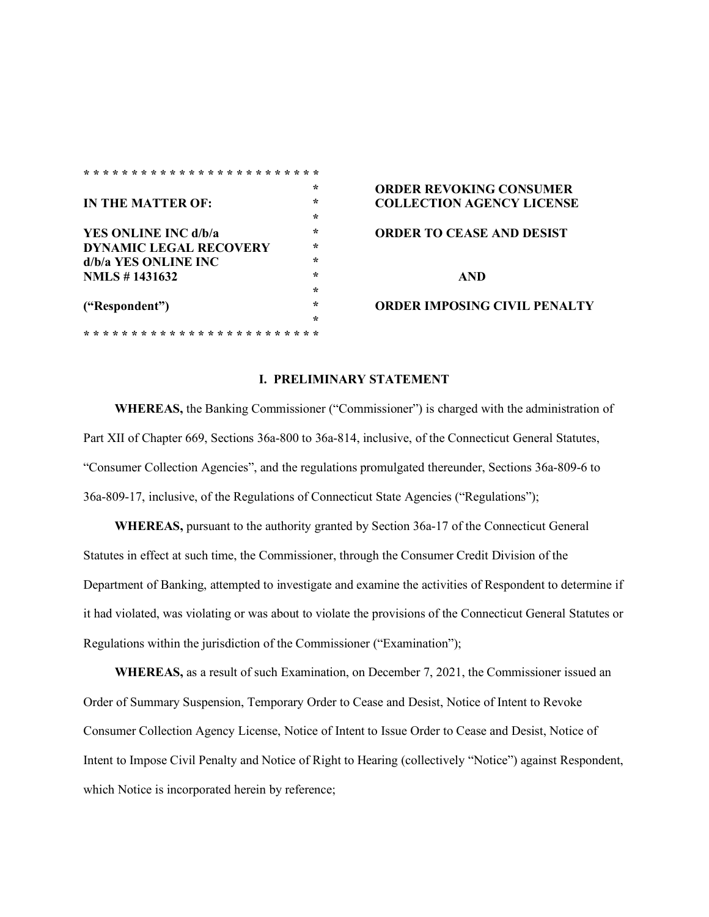| | | |
|---|---|---|
| **IN THE MATTER OF:** | * | **ORDER REVOKING CONSUMER COLLECTION AGENCY LICENSE** |
| **YES ONLINE INC d/b/a DYNAMIC LEGAL RECOVERY d/b/a YES ONLINE INC NMLS # 1431632** | * | **ORDER TO CEASE AND DESIST** |
| | * | **AND** |
| **("Respondent")** | * | **ORDER IMPOSING CIVIL PENALTY** |

## I. PRELIMINARY STATEMENT

**WHEREAS,** the Banking Commissioner ("Commissioner") is charged with the administration of Part XII of Chapter 669, Sections 36a-800 to 36a-814, inclusive, of the Connecticut General Statutes, "Consumer Collection Agencies", and the regulations promulgated thereunder, Sections 36a-809-6 to 36a-809-17, inclusive, of the Regulations of Connecticut State Agencies ("Regulations");

**WHEREAS,** pursuant to the authority granted by Section 36a-17 of the Connecticut General Statutes in effect at such time, the Commissioner, through the Consumer Credit Division of the Department of Banking, attempted to investigate and examine the activities of Respondent to determine if it had violated, was violating or was about to violate the provisions of the Connecticut General Statutes or Regulations within the jurisdiction of the Commissioner ("Examination");

**WHEREAS,** as a result of such Examination, on December 7, 2021, the Commissioner issued an Order of Summary Suspension, Temporary Order to Cease and Desist, Notice of Intent to Revoke Consumer Collection Agency License, Notice of Intent to Issue Order to Cease and Desist, Notice of Intent to Impose Civil Penalty and Notice of Right to Hearing (collectively "Notice") against Respondent, which Notice is incorporated herein by reference;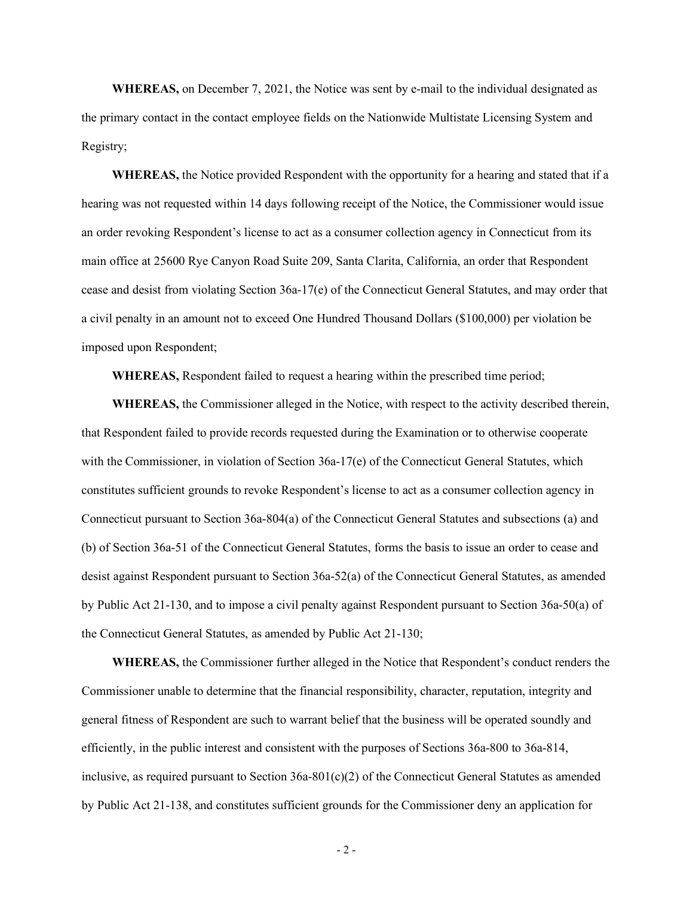**WHEREAS,** on December 7, 2021, the Notice was sent by e-mail to the individual designated as the primary contact in the contact employee fields on the Nationwide Multistate Licensing System and Registry;

**WHEREAS,** the Notice provided Respondent with the opportunity for a hearing and stated that if a hearing was not requested within 14 days following receipt of the Notice, the Commissioner would issue an order revoking Respondent's license to act as a consumer collection agency in Connecticut from its main office at 25600 Rye Canyon Road Suite 209, Santa Clarita, California, an order that Respondent cease and desist from violating Section 36a-17(e) of the Connecticut General Statutes, and may order that a civil penalty in an amount not to exceed One Hundred Thousand Dollars ($100,000) per violation be imposed upon Respondent;

**WHEREAS,** Respondent failed to request a hearing within the prescribed time period;

**WHEREAS,** the Commissioner alleged in the Notice, with respect to the activity described therein, that Respondent failed to provide records requested during the Examination or to otherwise cooperate with the Commissioner, in violation of Section 36a-17(e) of the Connecticut General Statutes, which constitutes sufficient grounds to revoke Respondent's license to act as a consumer collection agency in Connecticut pursuant to Section 36a-804(a) of the Connecticut General Statutes and subsections (a) and (b) of Section 36a-51 of the Connecticut General Statutes, forms the basis to issue an order to cease and desist against Respondent pursuant to Section 36a-52(a) of the Connecticut General Statutes, as amended by Public Act 21-130, and to impose a civil penalty against Respondent pursuant to Section 36a-50(a) of the Connecticut General Statutes, as amended by Public Act 21-130;

**WHEREAS,** the Commissioner further alleged in the Notice that Respondent's conduct renders the Commissioner unable to determine that the financial responsibility, character, reputation, integrity and general fitness of Respondent are such to warrant belief that the business will be operated soundly and efficiently, in the public interest and consistent with the purposes of Sections 36a-800 to 36a-814, inclusive, as required pursuant to Section 36a-801(c)(2) of the Connecticut General Statutes as amended by Public Act 21-138, and constitutes sufficient grounds for the Commissioner deny an application for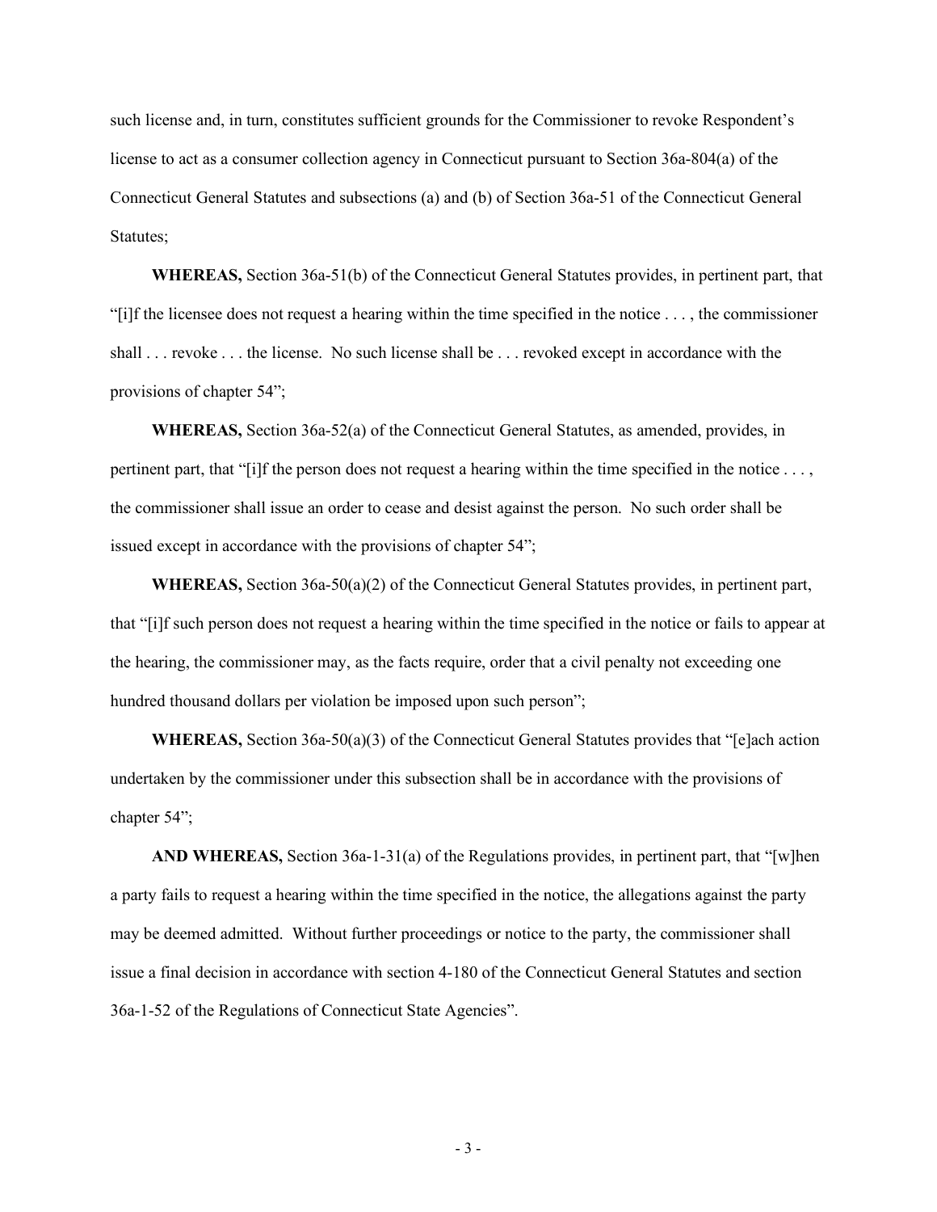such license and, in turn, constitutes sufficient grounds for the Commissioner to revoke Respondent's license to act as a consumer collection agency in Connecticut pursuant to Section 36a-804(a) of the Connecticut General Statutes and subsections (a) and (b) of Section 36a-51 of the Connecticut General Statutes;

**WHEREAS,** Section 36a-51(b) of the Connecticut General Statutes provides, in pertinent part, that "[i]f the licensee does not request a hearing within the time specified in the notice . . . , the commissioner shall . . . revoke . . . the license. No such license shall be . . . revoked except in accordance with the provisions of chapter 54";

**WHEREAS,** Section 36a-52(a) of the Connecticut General Statutes, as amended, provides, in pertinent part, that "[i]f the person does not request a hearing within the time specified in the notice . . . , the commissioner shall issue an order to cease and desist against the person. No such order shall be issued except in accordance with the provisions of chapter 54";

**WHEREAS,** Section 36a-50(a)(2) of the Connecticut General Statutes provides, in pertinent part, that "[i]f such person does not request a hearing within the time specified in the notice or fails to appear at the hearing, the commissioner may, as the facts require, order that a civil penalty not exceeding one hundred thousand dollars per violation be imposed upon such person";

**WHEREAS,** Section 36a-50(a)(3) of the Connecticut General Statutes provides that "[e]ach action undertaken by the commissioner under this subsection shall be in accordance with the provisions of chapter 54";

**AND WHEREAS,** Section 36a-1-31(a) of the Regulations provides, in pertinent part, that "[w]hen a party fails to request a hearing within the time specified in the notice, the allegations against the party may be deemed admitted. Without further proceedings or notice to the party, the commissioner shall issue a final decision in accordance with section 4-180 of the Connecticut General Statutes and section 36a-1-52 of the Regulations of Connecticut State Agencies".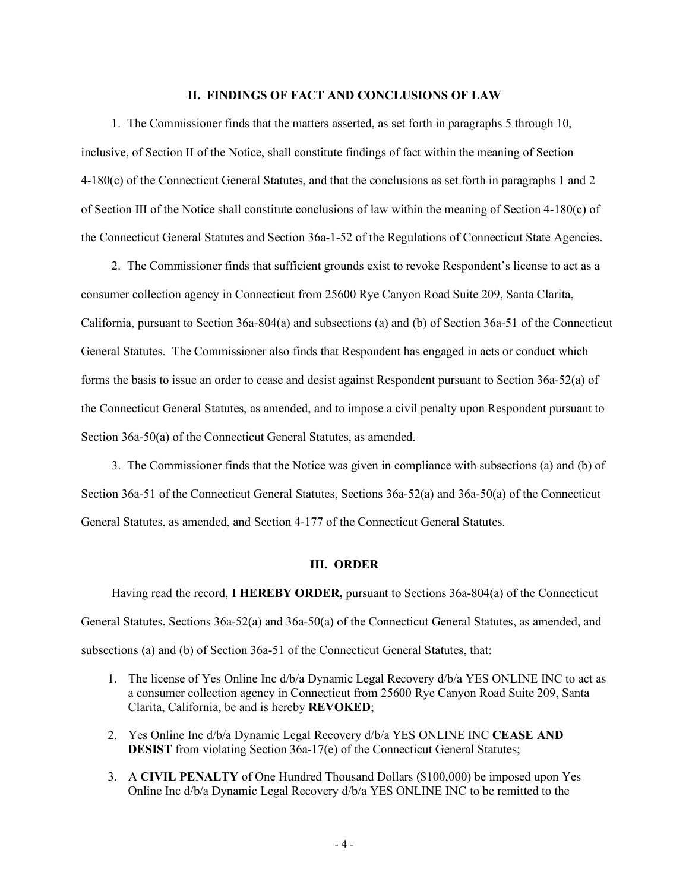## II. FINDINGS OF FACT AND CONCLUSIONS OF LAW

1. The Commissioner finds that the matters asserted, as set forth in paragraphs 5 through 10, inclusive, of Section II of the Notice, shall constitute findings of fact within the meaning of Section 4-180(c) of the Connecticut General Statutes, and that the conclusions as set forth in paragraphs 1 and 2 of Section III of the Notice shall constitute conclusions of law within the meaning of Section 4-180(c) of the Connecticut General Statutes and Section 36a-1-52 of the Regulations of Connecticut State Agencies.

2. The Commissioner finds that sufficient grounds exist to revoke Respondent's license to act as a consumer collection agency in Connecticut from 25600 Rye Canyon Road Suite 209, Santa Clarita, California, pursuant to Section 36a-804(a) and subsections (a) and (b) of Section 36a-51 of the Connecticut General Statutes. The Commissioner also finds that Respondent has engaged in acts or conduct which forms the basis to issue an order to cease and desist against Respondent pursuant to Section 36a-52(a) of the Connecticut General Statutes, as amended, and to impose a civil penalty upon Respondent pursuant to Section 36a-50(a) of the Connecticut General Statutes, as amended.

3. The Commissioner finds that the Notice was given in compliance with subsections (a) and (b) of Section 36a-51 of the Connecticut General Statutes, Sections 36a-52(a) and 36a-50(a) of the Connecticut General Statutes, as amended, and Section 4-177 of the Connecticut General Statutes.

## III. ORDER

Having read the record, **I HEREBY ORDER,** pursuant to Sections 36a-804(a) of the Connecticut General Statutes, Sections 36a-52(a) and 36a-50(a) of the Connecticut General Statutes, as amended, and subsections (a) and (b) of Section 36a-51 of the Connecticut General Statutes, that:

1. The license of Yes Online Inc d/b/a Dynamic Legal Recovery d/b/a YES ONLINE INC to act as a consumer collection agency in Connecticut from 25600 Rye Canyon Road Suite 209, Santa Clarita, California, be and is hereby **REVOKED**;
2. Yes Online Inc d/b/a Dynamic Legal Recovery d/b/a YES ONLINE INC **CEASE AND DESIST** from violating Section 36a-17(e) of the Connecticut General Statutes;
3. A **CIVIL PENALTY** of One Hundred Thousand Dollars ($100,000) be imposed upon Yes Online Inc d/b/a Dynamic Legal Recovery d/b/a YES ONLINE INC to be remitted to the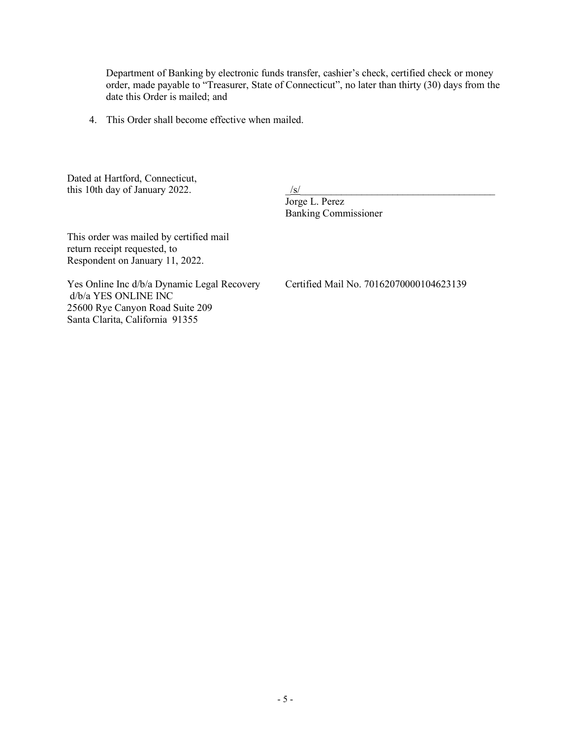Department of Banking by electronic funds transfer, cashier's check, certified check or money order, made payable to "Treasurer, State of Connecticut", no later than thirty (30) days from the date this Order is mailed; and

4. This Order shall become effective when mailed.

Dated at Hartford, Connecticut,
this 10th day of January 2022.

/s/
Jorge L. Perez
Banking Commissioner

This order was mailed by certified mail
return receipt requested, to
Respondent on January 11, 2022.

Yes Online Inc d/b/a Dynamic Legal Recovery
d/b/a YES ONLINE INC
25600 Rye Canyon Road Suite 209
Santa Clarita, California 91355

Certified Mail No. 70162070000104623139